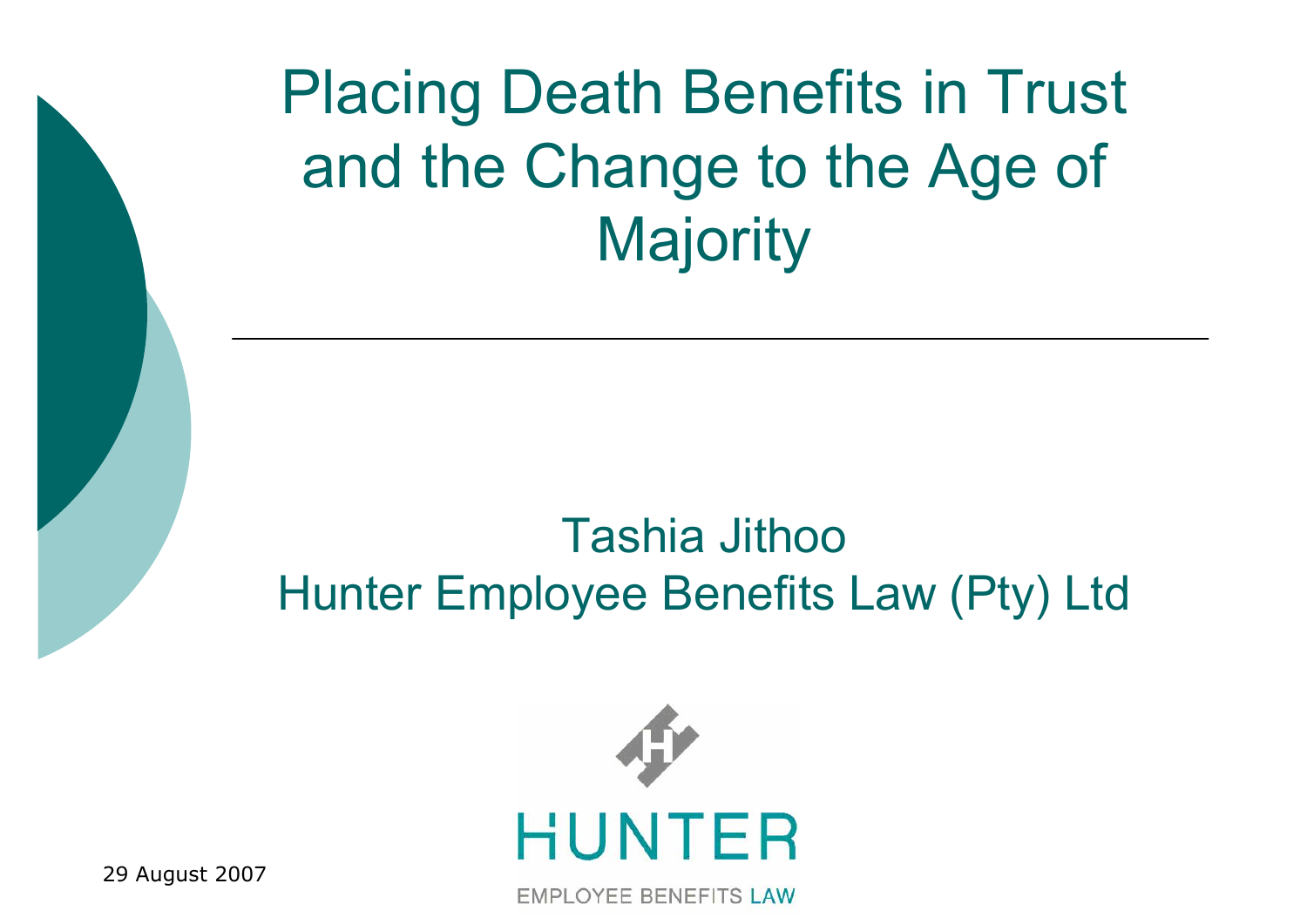# Placing Death Benefits in Trust and the Change to the Age of Majority

Tashia Jithoo
Hunter Employee Benefits Law (Pty) Ltd

HUNTER
EMPLOYEE BENEFITS LAW

29 August 2007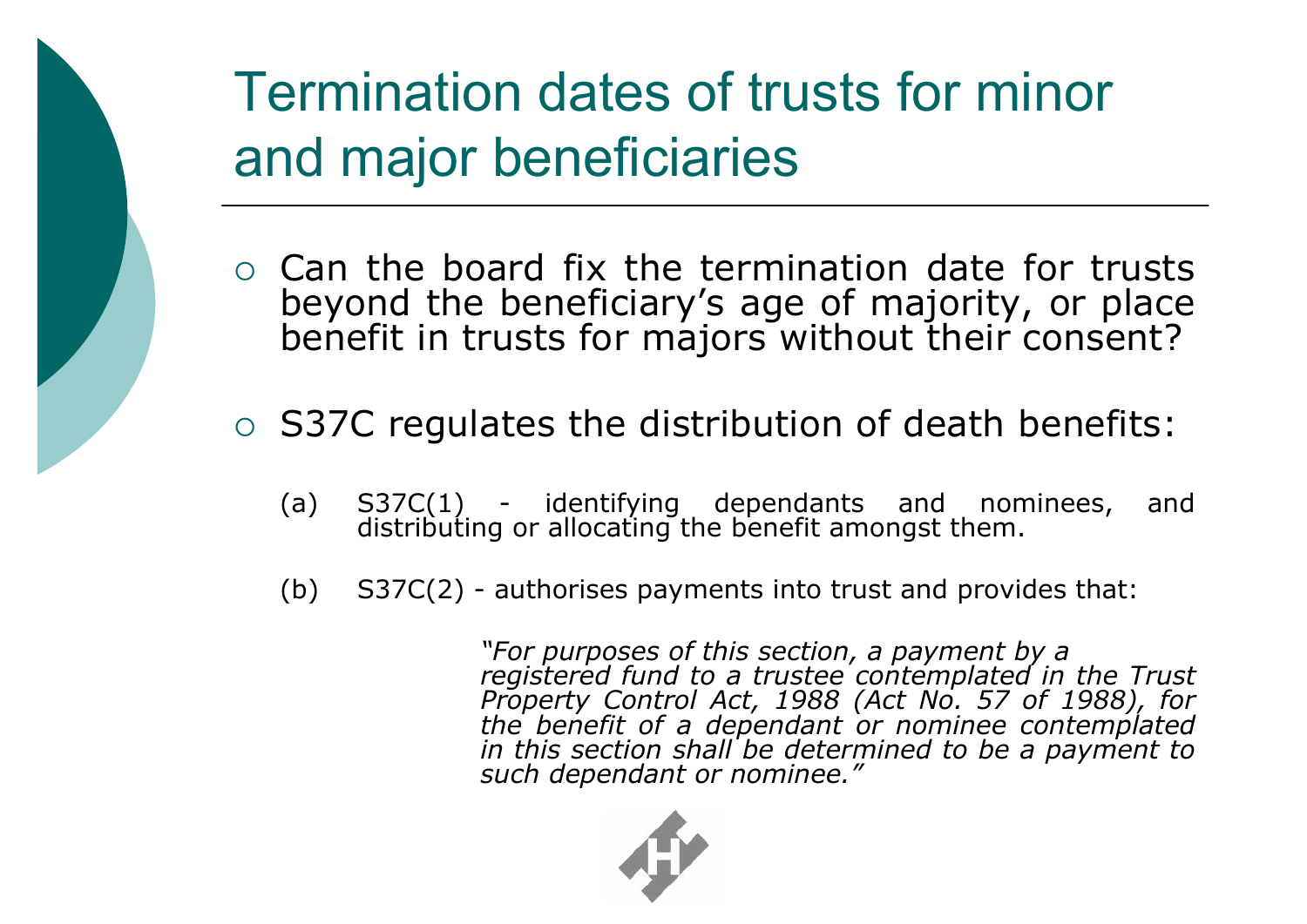# Termination dates of trusts for minor and major beneficiaries

- Can the board fix the termination date for trusts beyond the beneficiary's age of majority, or place benefit in trusts for majors without their consent?

- S37C regulates the distribution of death benefits:

  (a) S37C(1) - identifying dependants and nominees, and distributing or allocating the benefit amongst them.

  (b) S37C(2) - authorises payments into trust and provides that:

  > *"For purposes of this section, a payment by a registered fund to a trustee contemplated in the Trust Property Control Act, 1988 (Act No. 57 of 1988), for the benefit of a dependant or nominee contemplated in this section shall be determined to be a payment to such dependant or nominee."*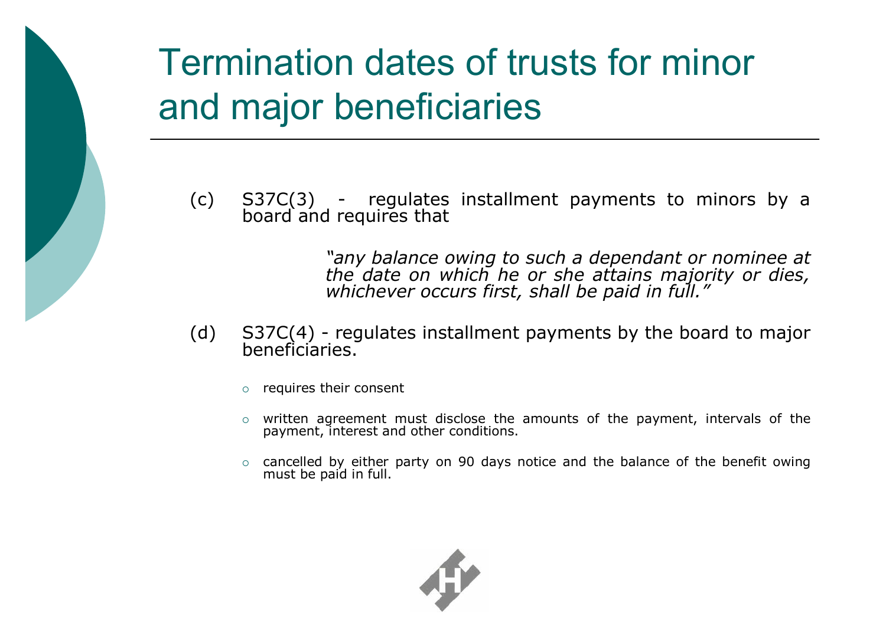# Termination dates of trusts for minor and major beneficiaries

(c) S37C(3) - regulates installment payments to minors by a board and requires that

> *"any balance owing to such a dependant or nominee at the date on which he or she attains majority or dies, whichever occurs first, shall be paid in full."*

(d) S37C(4) - regulates installment payments by the board to major beneficiaries.

- requires their consent
- written agreement must disclose the amounts of the payment, intervals of the payment, interest and other conditions.
- cancelled by either party on 90 days notice and the balance of the benefit owing must be paid in full.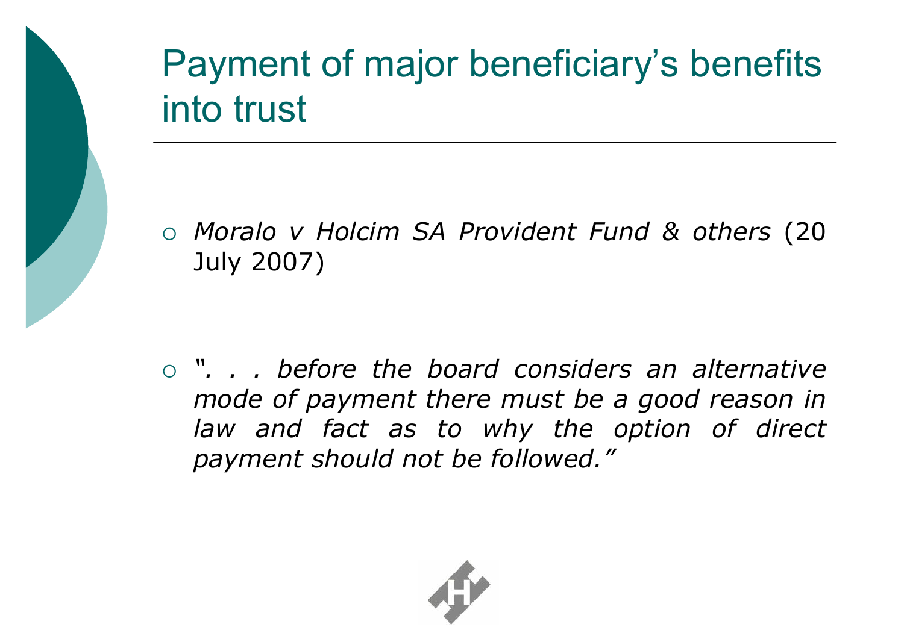# Payment of major beneficiary's benefits into trust

- *Moralo v Holcim SA Provident Fund & others* (20 July 2007)

- *". . . before the board considers an alternative mode of payment there must be a good reason in law and fact as to why the option of direct payment should not be followed."*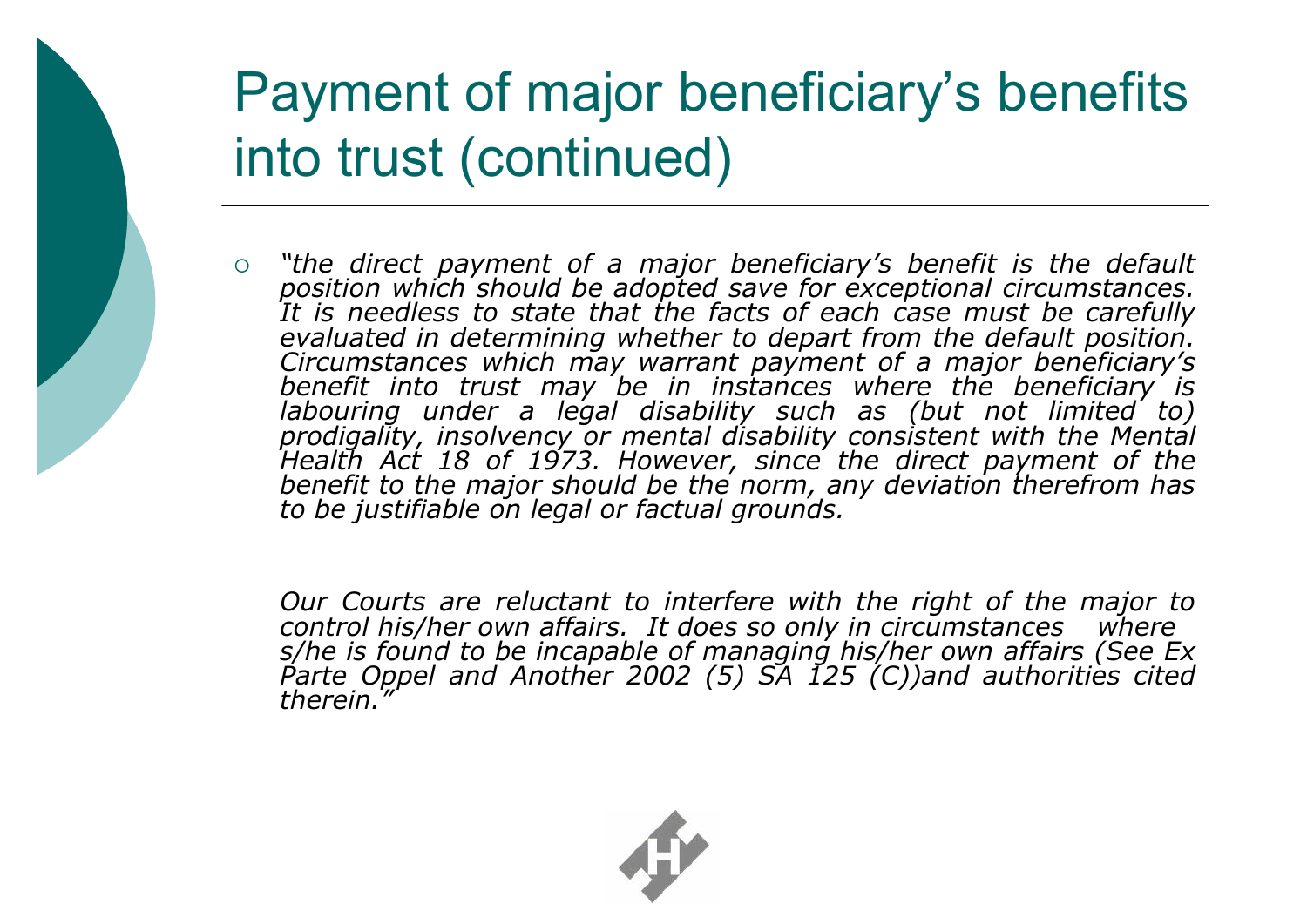# Payment of major beneficiary's benefits into trust (continued)

- *"the direct payment of a major beneficiary's benefit is the default position which should be adopted save for exceptional circumstances. It is needless to state that the facts of each case must be carefully evaluated in determining whether to depart from the default position. Circumstances which may warrant payment of a major beneficiary's benefit into trust may be in instances where the beneficiary is labouring under a legal disability such as (but not limited to) prodigality, insolvency or mental disability consistent with the Mental Health Act 18 of 1973. However, since the direct payment of the benefit to the major should be the norm, any deviation therefrom has to be justifiable on legal or factual grounds.*

  *Our Courts are reluctant to interfere with the right of the major to control his/her own affairs. It does so only in circumstances where s/he is found to be incapable of managing his/her own affairs (See Ex Parte Oppel and Another 2002 (5) SA 125 (C))and authorities cited therein."*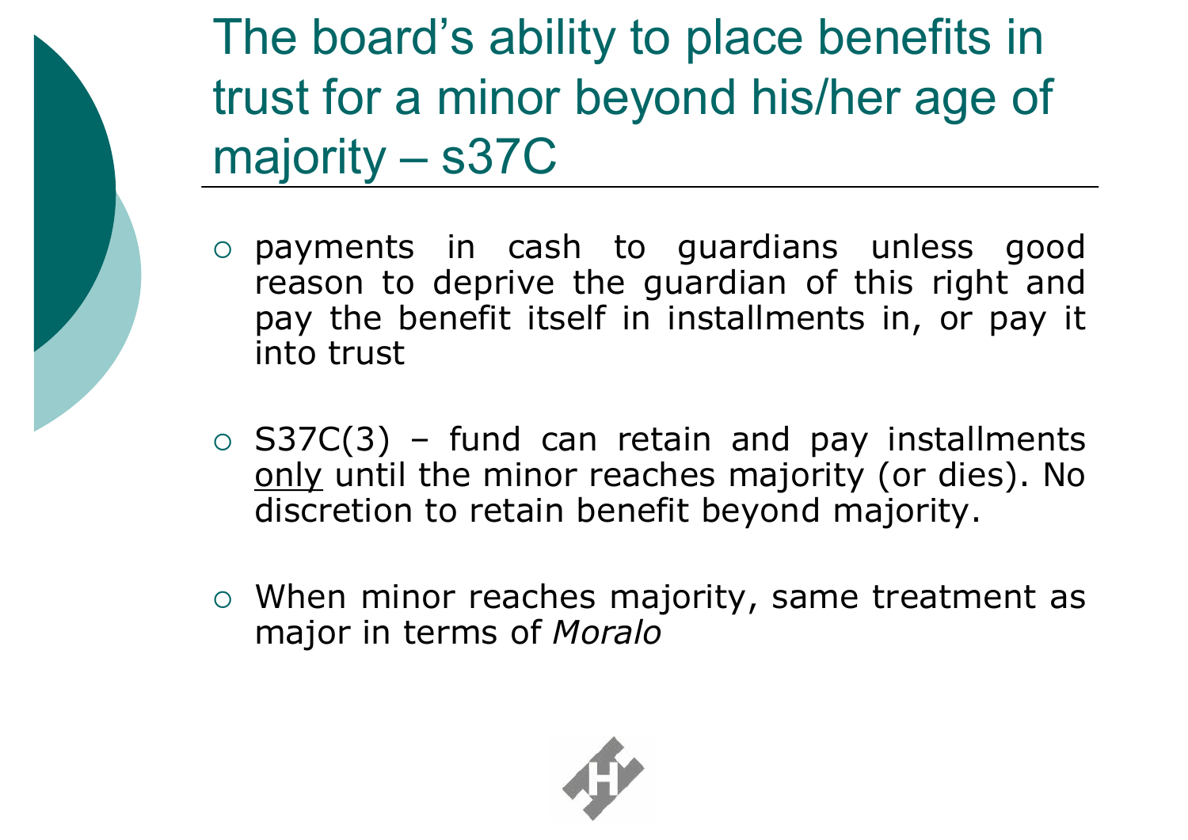# The board's ability to place benefits in trust for a minor beyond his/her age of majority – s37C

- payments in cash to guardians unless good reason to deprive the guardian of this right and pay the benefit itself in installments in, or pay it into trust
- S37C(3) – fund can retain and pay installments <u>only</u> until the minor reaches majority (or dies). No discretion to retain benefit beyond majority.
- When minor reaches majority, same treatment as major in terms of *Moralo*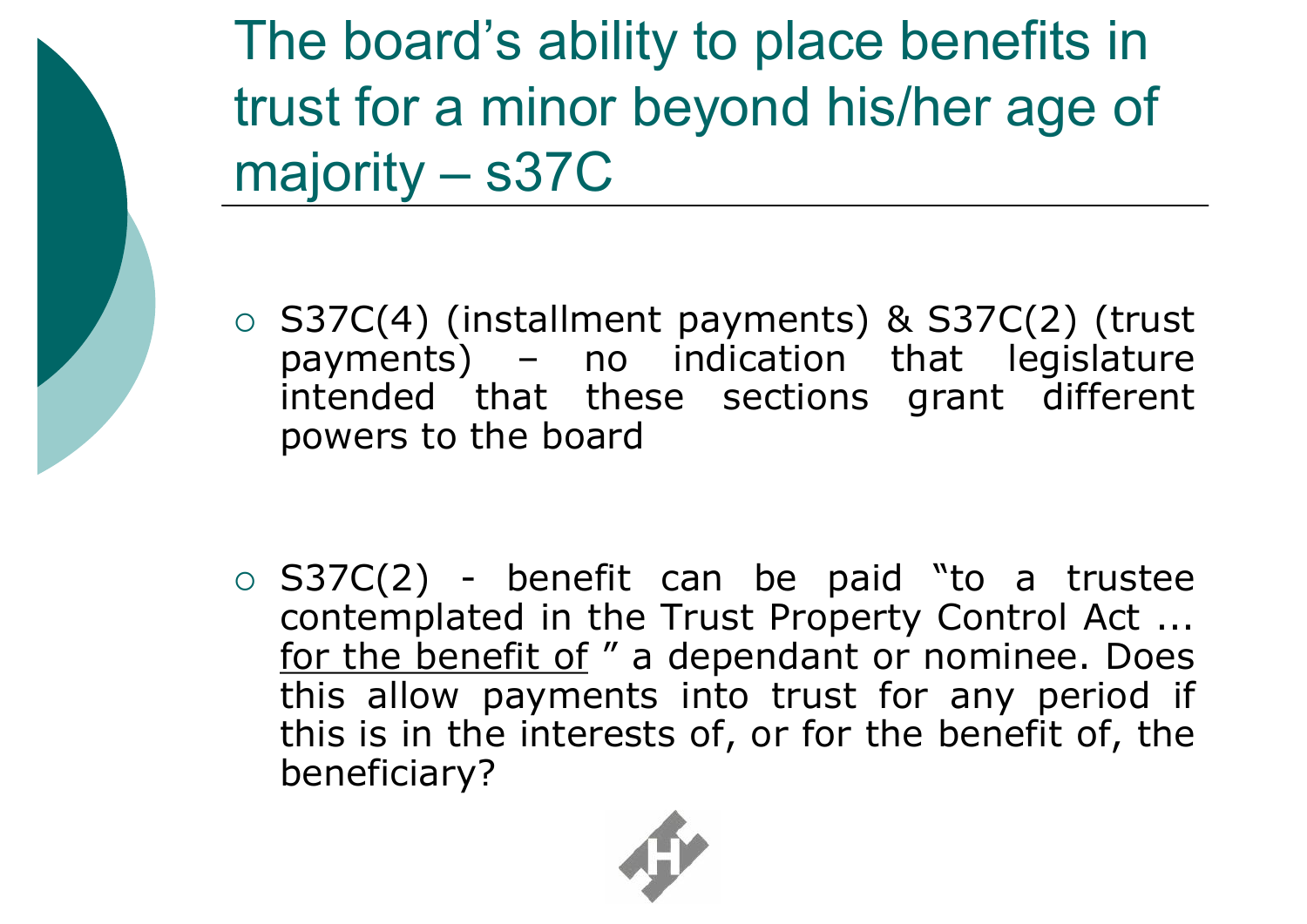# The board's ability to place benefits in trust for a minor beyond his/her age of majority – s37C

- S37C(4) (installment payments) & S37C(2) (trust payments) – no indication that legislature intended that these sections grant different powers to the board

- S37C(2) - benefit can be paid "to a trustee contemplated in the Trust Property Control Act ... <u>for the benefit of</u> " a dependant or nominee. Does this allow payments into trust for any period if this is in the interests of, or for the benefit of, the beneficiary?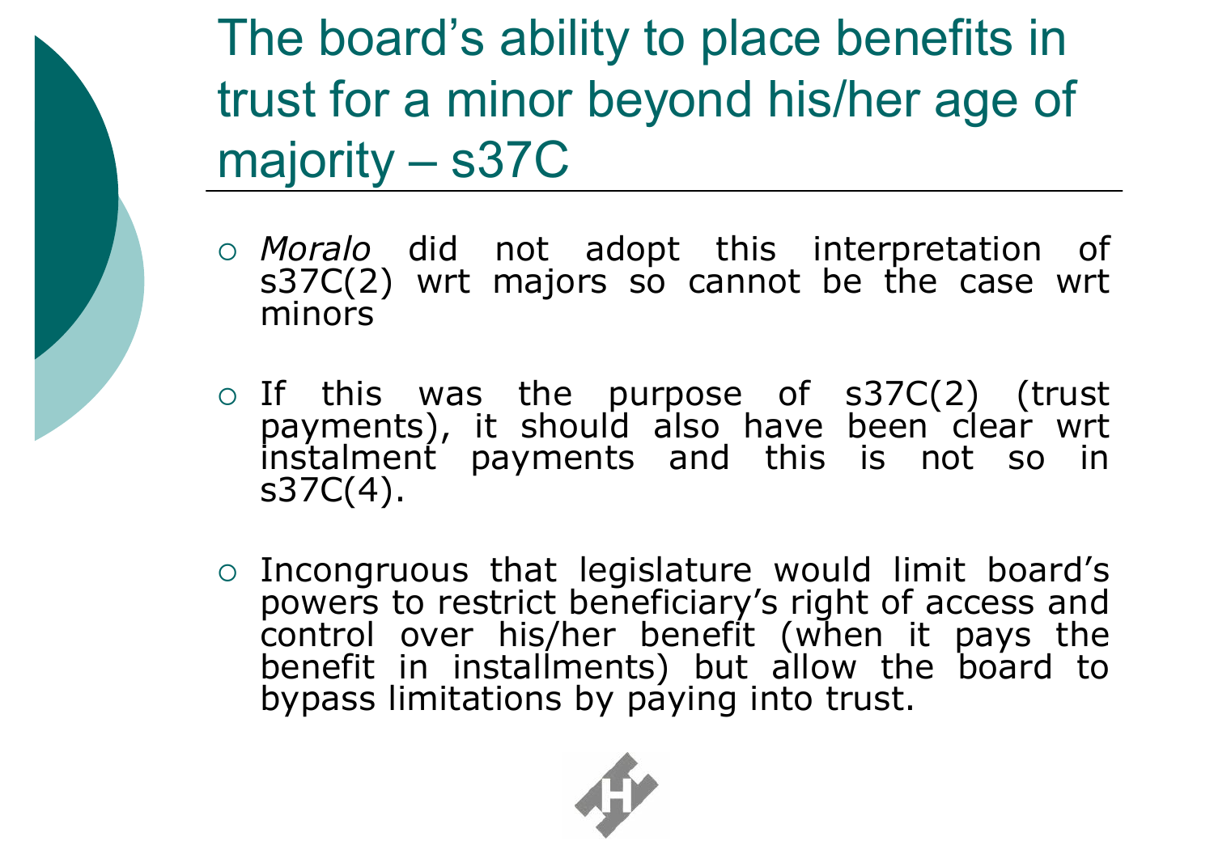# The board's ability to place benefits in trust for a minor beyond his/her age of majority – s37C

- *Moralo* did not adopt this interpretation of s37C(2) wrt majors so cannot be the case wrt minors

- If this was the purpose of s37C(2) (trust payments), it should also have been clear wrt instalment payments and this is not so in s37C(4).

- Incongruous that legislature would limit board's powers to restrict beneficiary's right of access and control over his/her benefit (when it pays the benefit in installments) but allow the board to bypass limitations by paying into trust.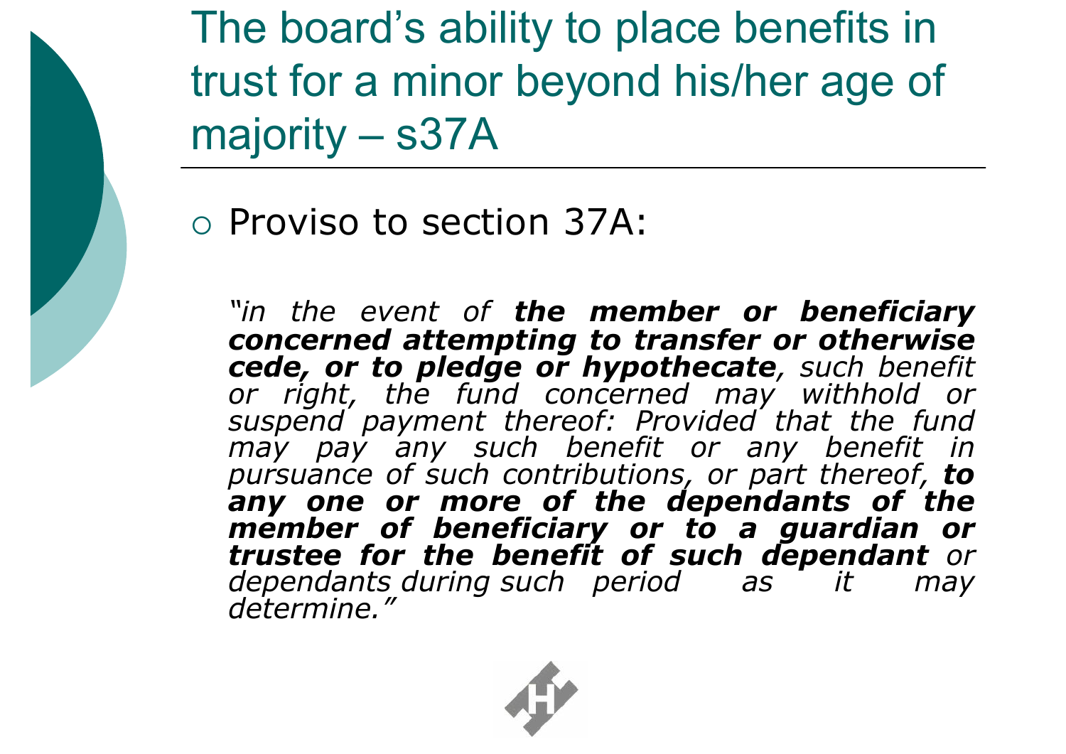# The board's ability to place benefits in trust for a minor beyond his/her age of majority – s37A

- Proviso to section 37A:

> *"in the event of* ***the member or beneficiary concerned attempting to transfer or otherwise cede, or to pledge or hypothecate****, such benefit or right, the fund concerned may withhold or suspend payment thereof: Provided that the fund may pay any such benefit or any benefit in pursuance of such contributions, or part thereof,* ***to any one or more of the dependants of the member of beneficiary or to a guardian or trustee for the benefit of such dependant*** *or dependants during such period as it may determine."*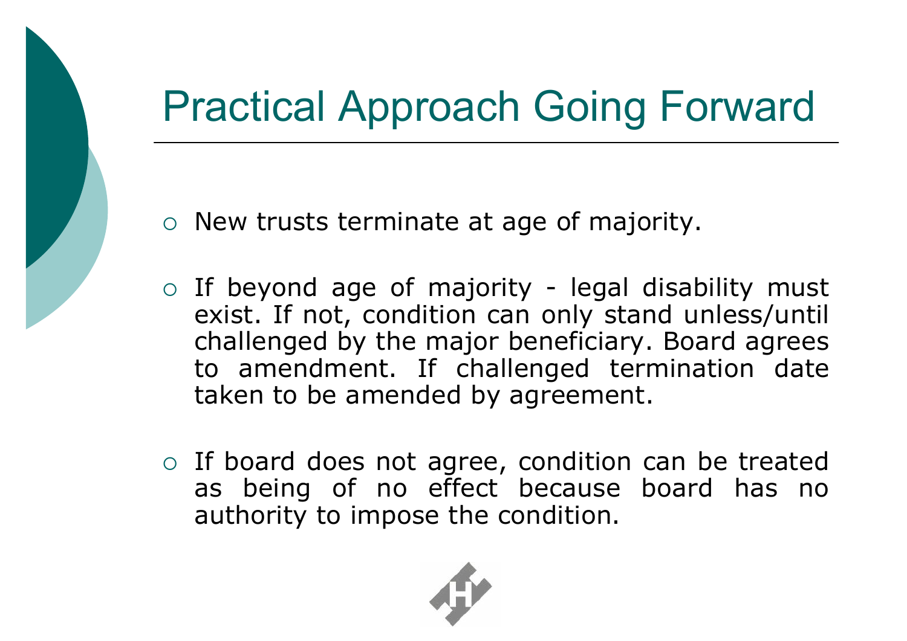# Practical Approach Going Forward

- New trusts terminate at age of majority.

- If beyond age of majority - legal disability must exist. If not, condition can only stand unless/until challenged by the major beneficiary. Board agrees to amendment. If challenged termination date taken to be amended by agreement.

- If board does not agree, condition can be treated as being of no effect because board has no authority to impose the condition.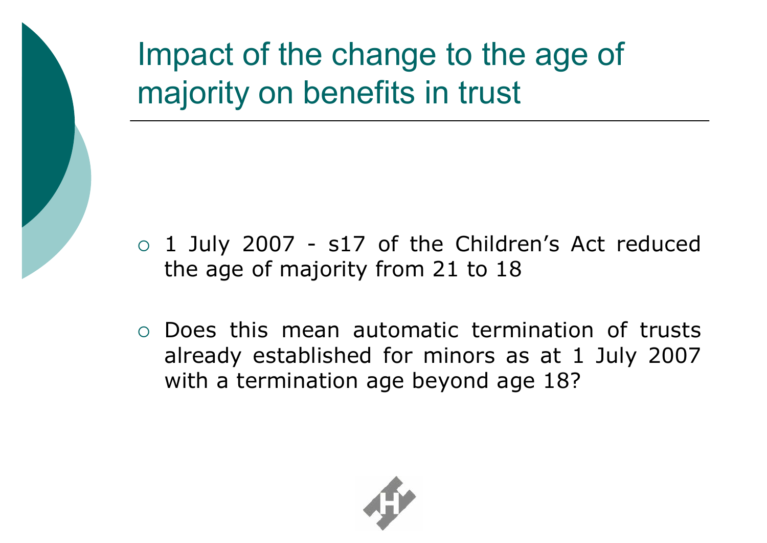# Impact of the change to the age of majority on benefits in trust

- 1 July 2007 - s17 of the Children's Act reduced the age of majority from 21 to 18
- Does this mean automatic termination of trusts already established for minors as at 1 July 2007 with a termination age beyond age 18?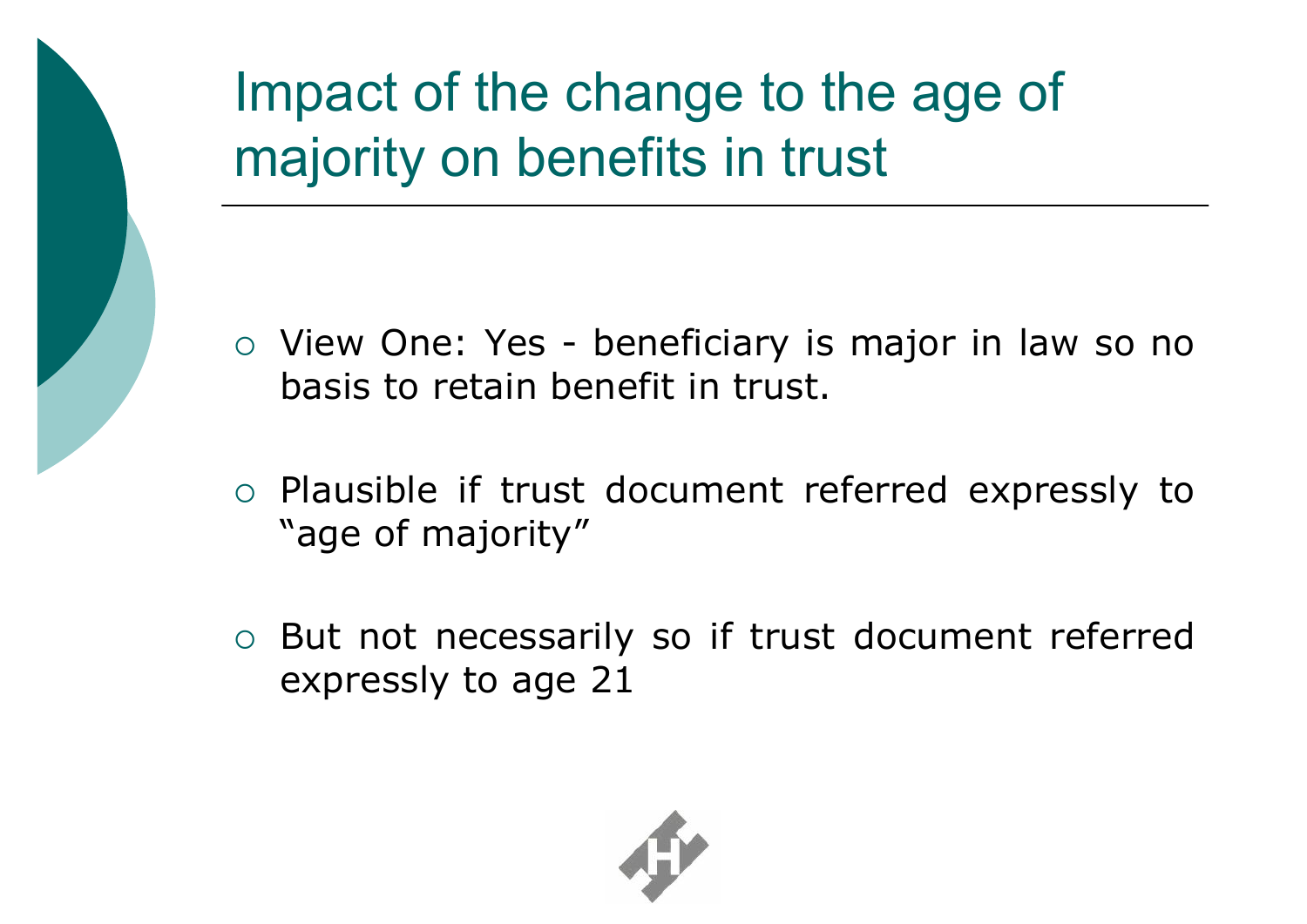# Impact of the change to the age of majority on benefits in trust

- View One: Yes - beneficiary is major in law so no basis to retain benefit in trust.
- Plausible if trust document referred expressly to "age of majority"
- But not necessarily so if trust document referred expressly to age 21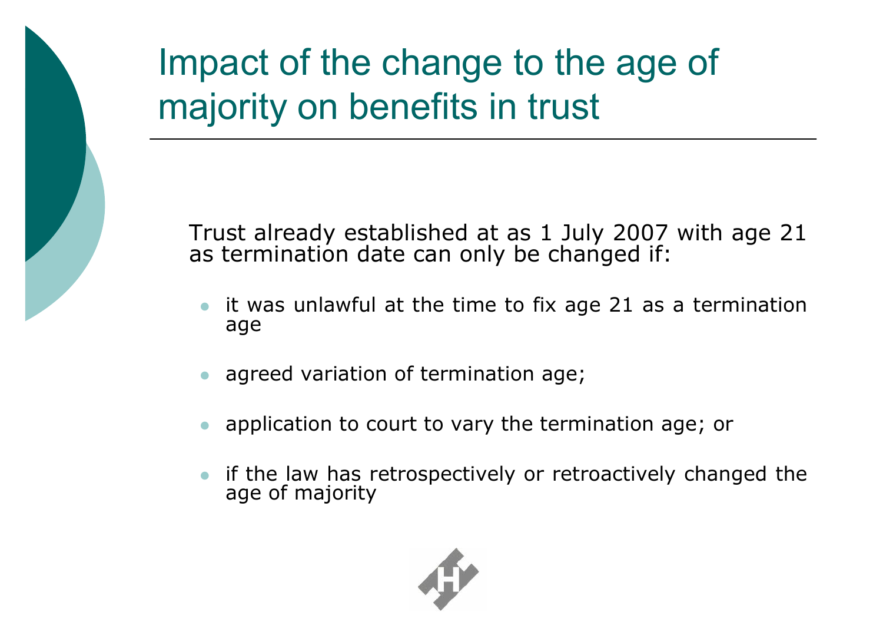# Impact of the change to the age of majority on benefits in trust

Trust already established at as 1 July 2007 with age 21 as termination date can only be changed if:

- it was unlawful at the time to fix age 21 as a termination age
- agreed variation of termination age;
- application to court to vary the termination age; or
- if the law has retrospectively or retroactively changed the age of majority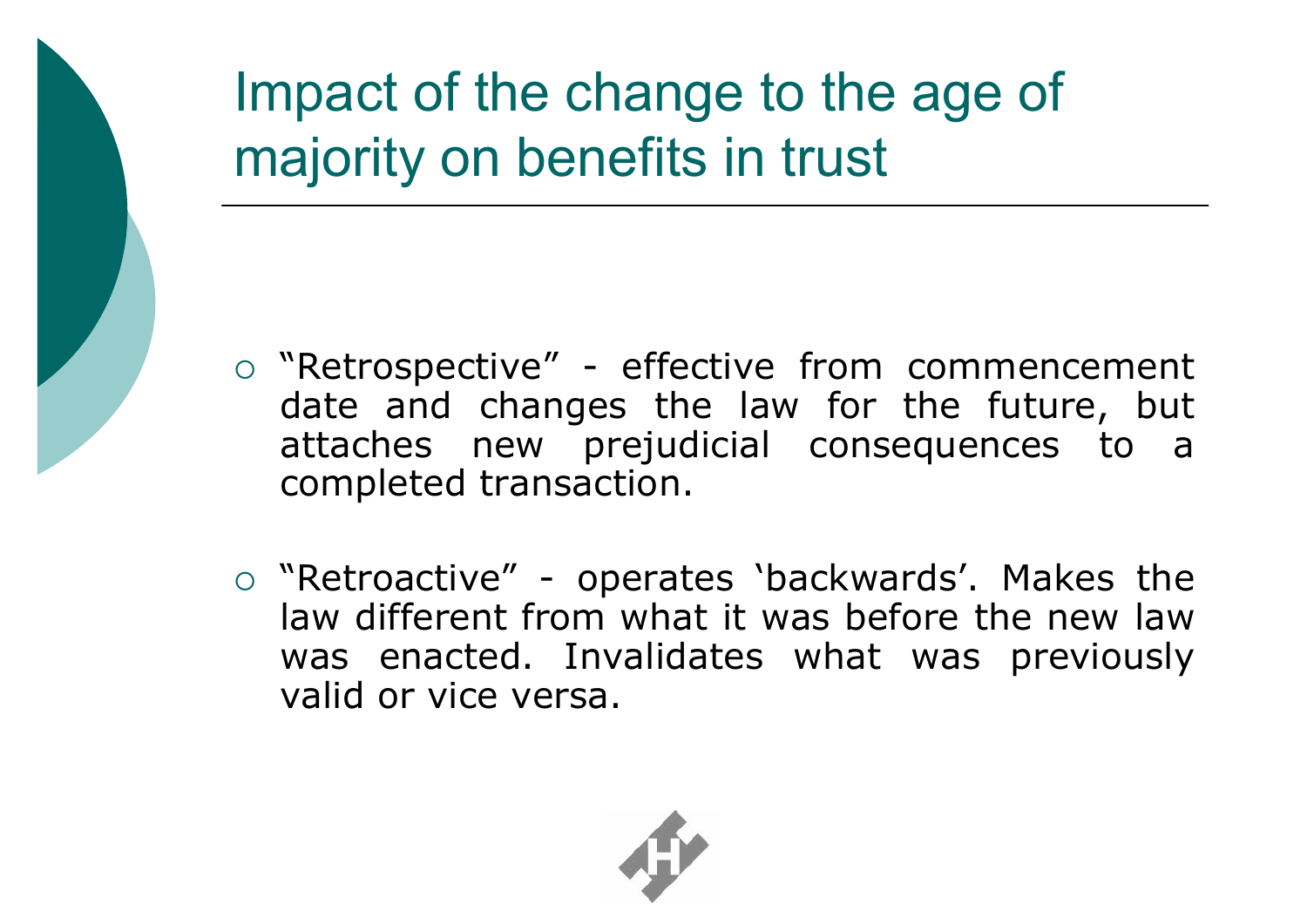# Impact of the change to the age of majority on benefits in trust

- "Retrospective" - effective from commencement date and changes the law for the future, but attaches new prejudicial consequences to a completed transaction.

- "Retroactive" - operates 'backwards'. Makes the law different from what it was before the new law was enacted. Invalidates what was previously valid or vice versa.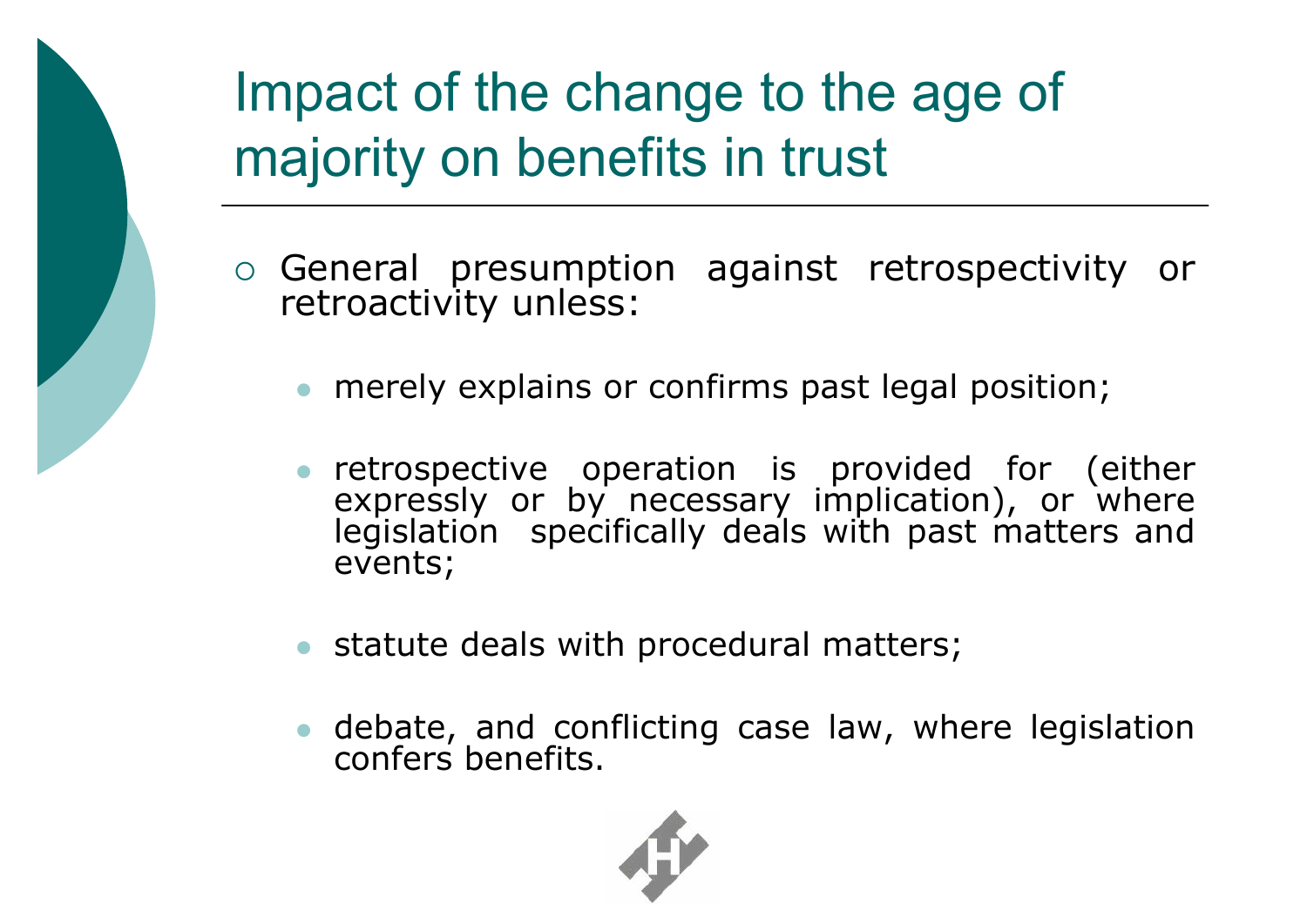# Impact of the change to the age of majority on benefits in trust

- General presumption against retrospectivity or retroactivity unless:
  - merely explains or confirms past legal position;
  - retrospective operation is provided for (either expressly or by necessary implication), or where legislation specifically deals with past matters and events;
  - statute deals with procedural matters;
  - debate, and conflicting case law, where legislation confers benefits.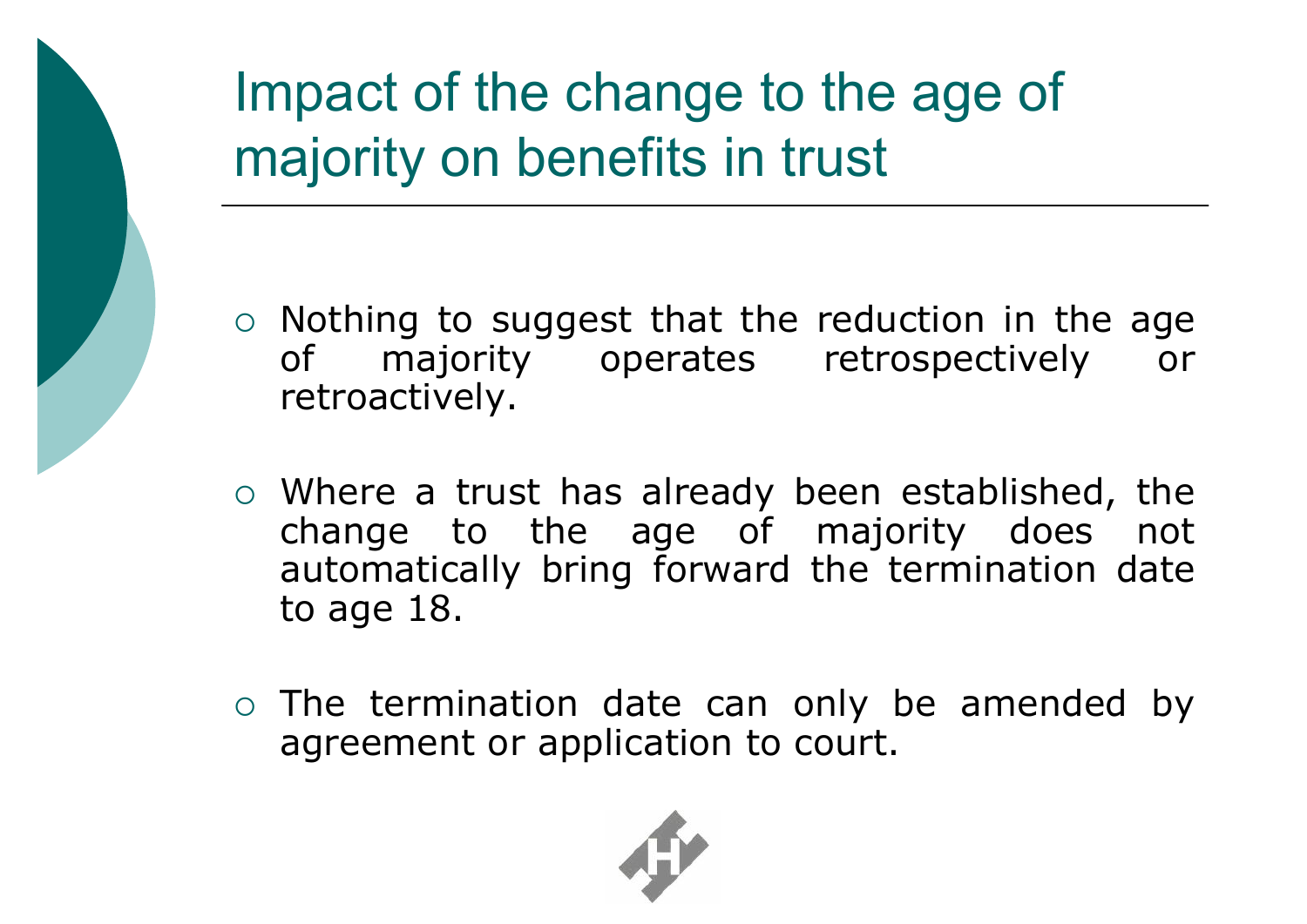# Impact of the change to the age of majority on benefits in trust

- Nothing to suggest that the reduction in the age of majority operates retrospectively or retroactively.
- Where a trust has already been established, the change to the age of majority does not automatically bring forward the termination date to age 18.
- The termination date can only be amended by agreement or application to court.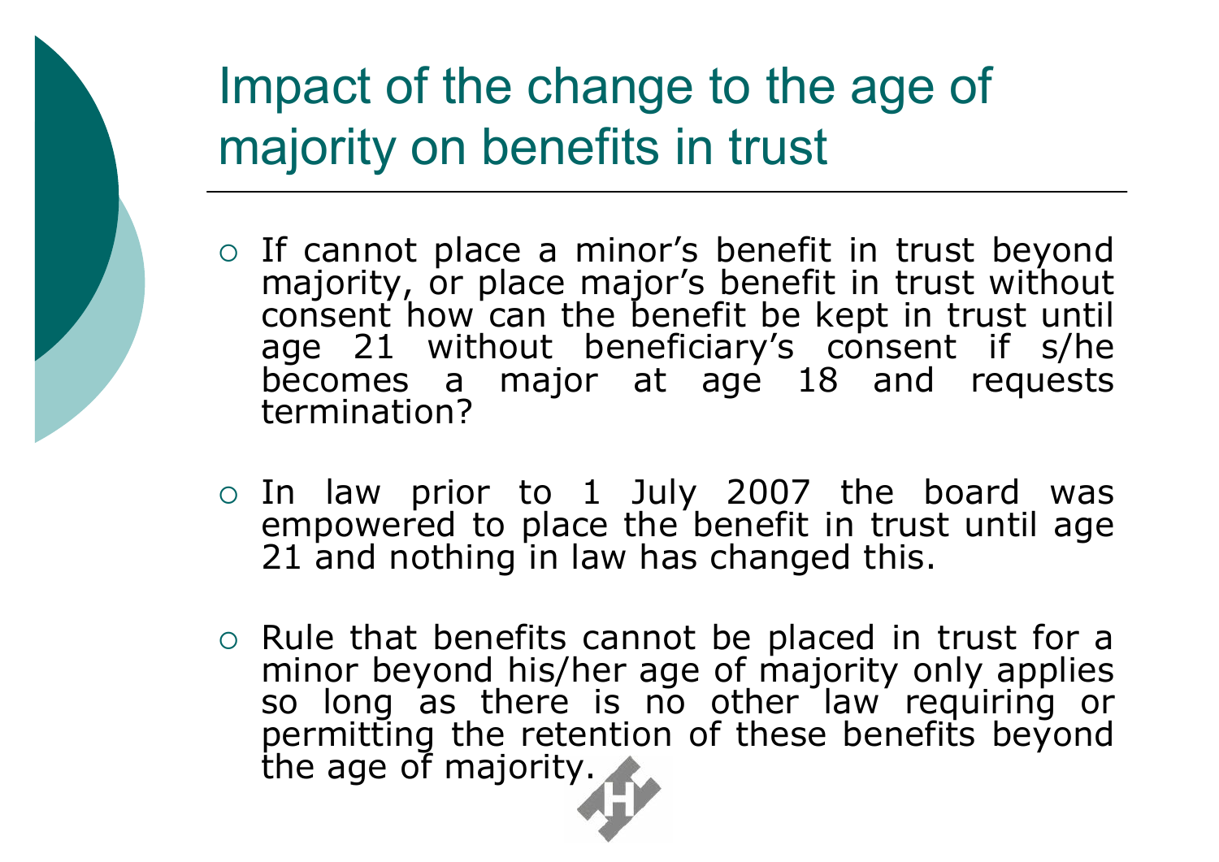# Impact of the change to the age of majority on benefits in trust

- If cannot place a minor's benefit in trust beyond majority, or place major's benefit in trust without consent how can the benefit be kept in trust until age 21 without beneficiary's consent if s/he becomes a major at age 18 and requests termination?

- In law prior to 1 July 2007 the board was empowered to place the benefit in trust until age 21 and nothing in law has changed this.

- Rule that benefits cannot be placed in trust for a minor beyond his/her age of majority only applies so long as there is no other law requiring or permitting the retention of these benefits beyond the age of majority.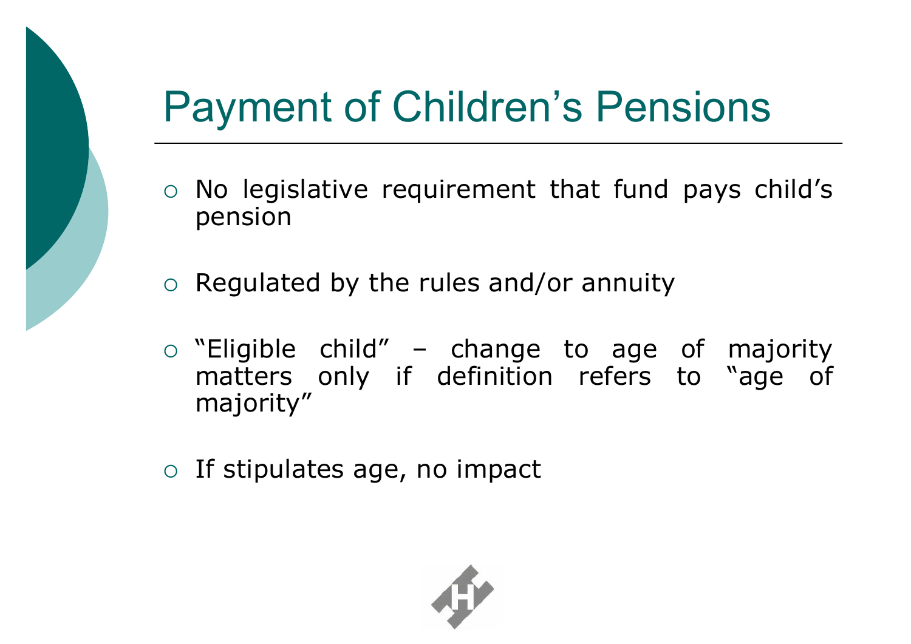# Payment of Children's Pensions

- No legislative requirement that fund pays child's pension
- Regulated by the rules and/or annuity
- "Eligible child" – change to age of majority matters only if definition refers to "age of majority"
- If stipulates age, no impact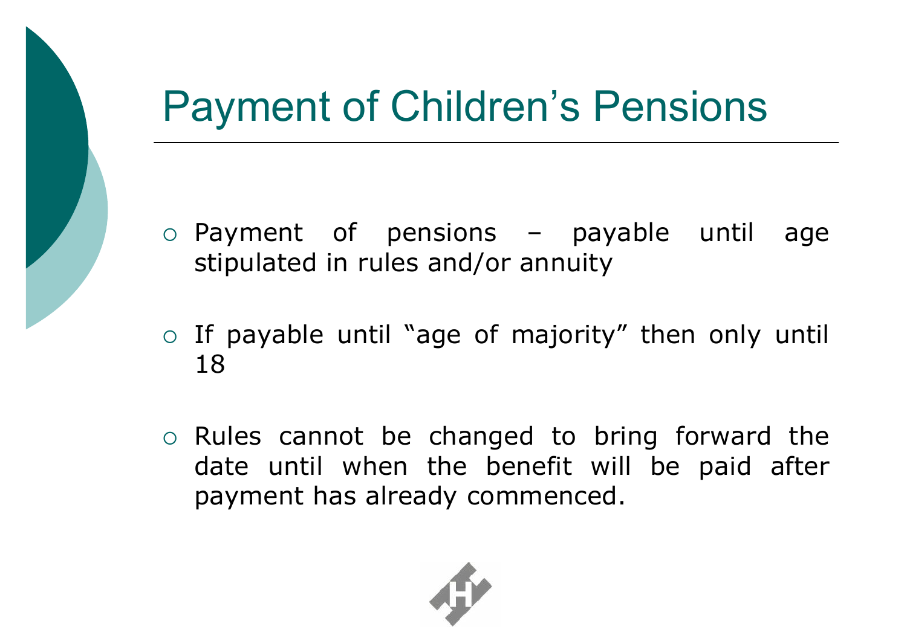# Payment of Children's Pensions

- Payment of pensions – payable until age stipulated in rules and/or annuity
- If payable until "age of majority" then only until 18
- Rules cannot be changed to bring forward the date until when the benefit will be paid after payment has already commenced.